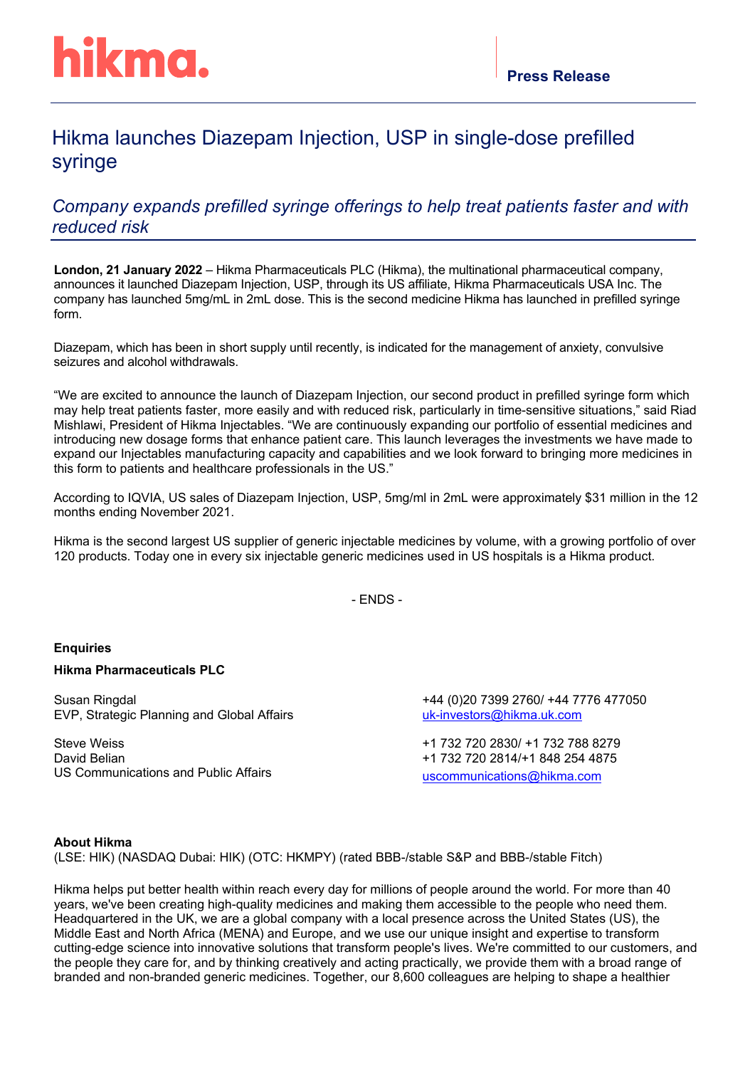hikma.

**Press Release**

# Hikma launches Diazepam Injection, USP in single-dose prefilled syringe

## *Company expands prefilled syringe offerings to help treat patients faster and with reduced risk*

**London, 21 January 2022** – Hikma Pharmaceuticals PLC (Hikma), the multinational pharmaceutical company, announces it launched Diazepam Injection, USP, through its US affiliate, Hikma Pharmaceuticals USA Inc. The company has launched 5mg/mL in 2mL dose. This is the second medicine Hikma has launched in prefilled syringe form.

Diazepam, which has been in short supply until recently, is indicated for the management of anxiety, convulsive seizures and alcohol withdrawals.

"We are excited to announce the launch of Diazepam Injection, our second product in prefilled syringe form which may help treat patients faster, more easily and with reduced risk, particularly in time-sensitive situations," said Riad Mishlawi, President of Hikma Injectables. "We are continuously expanding our portfolio of essential medicines and introducing new dosage forms that enhance patient care. This launch leverages the investments we have made to expand our Injectables manufacturing capacity and capabilities and we look forward to bringing more medicines in this form to patients and healthcare professionals in the US."

According to IQVIA, US sales of Diazepam Injection, USP, 5mg/ml in 2mL were approximately $31 million in the 12 months ending November 2021.

Hikma is the second largest US supplier of generic injectable medicines by volume, with a growing portfolio of over 120 products. Today one in every six injectable generic medicines used in US hospitals is a Hikma product.

- ENDS -

**Enquiries**

**Hikma Pharmaceuticals PLC**

Susan Ringdal
EVP, Strategic Planning and Global Affairs

+44 (0)20 7399 2760/ +44 7776 477050
uk-investors@hikma.uk.com

Steve Weiss
David Belian
US Communications and Public Affairs

+1 732 720 2830/ +1 732 788 8279
+1 732 720 2814/+1 848 254 4875
uscommunications@hikma.com

**About Hikma**
(LSE: HIK) (NASDAQ Dubai: HIK) (OTC: HKMPY) (rated BBB-/stable S&P and BBB-/stable Fitch)

Hikma helps put better health within reach every day for millions of people around the world. For more than 40 years, we've been creating high-quality medicines and making them accessible to the people who need them. Headquartered in the UK, we are a global company with a local presence across the United States (US), the Middle East and North Africa (MENA) and Europe, and we use our unique insight and expertise to transform cutting-edge science into innovative solutions that transform people's lives. We're committed to our customers, and the people they care for, and by thinking creatively and acting practically, we provide them with a broad range of branded and non-branded generic medicines. Together, our 8,600 colleagues are helping to shape a healthier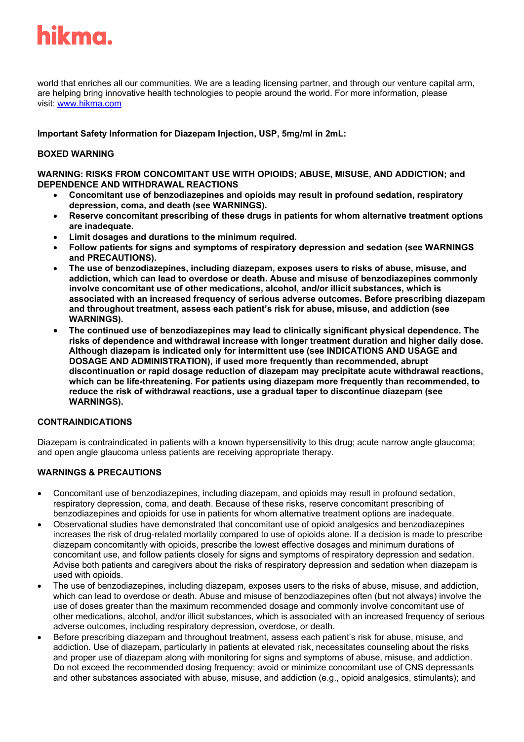world that enriches all our communities. We are a leading licensing partner, and through our venture capital arm, are helping bring innovative health technologies to people around the world. For more information, please visit: [www.hikma.com](http://www.hikma.com)

**Important Safety Information for Diazepam Injection, USP, 5mg/ml in 2mL:**

**BOXED WARNING**

**WARNING: RISKS FROM CONCOMITANT USE WITH OPIOIDS; ABUSE, MISUSE, AND ADDICTION; and DEPENDENCE AND WITHDRAWAL REACTIONS**

- **Concomitant use of benzodiazepines and opioids may result in profound sedation, respiratory depression, coma, and death (see WARNINGS).**
- **Reserve concomitant prescribing of these drugs in patients for whom alternative treatment options are inadequate.**
- **Limit dosages and durations to the minimum required.**
- **Follow patients for signs and symptoms of respiratory depression and sedation (see WARNINGS and PRECAUTIONS).**
- **The use of benzodiazepines, including diazepam, exposes users to risks of abuse, misuse, and addiction, which can lead to overdose or death. Abuse and misuse of benzodiazepines commonly involve concomitant use of other medications, alcohol, and/or illicit substances, which is associated with an increased frequency of serious adverse outcomes. Before prescribing diazepam and throughout treatment, assess each patient's risk for abuse, misuse, and addiction (see WARNINGS).**
- **The continued use of benzodiazepines may lead to clinically significant physical dependence. The risks of dependence and withdrawal increase with longer treatment duration and higher daily dose. Although diazepam is indicated only for intermittent use (see INDICATIONS AND USAGE and DOSAGE AND ADMINISTRATION), if used more frequently than recommended, abrupt discontinuation or rapid dosage reduction of diazepam may precipitate acute withdrawal reactions, which can be life-threatening. For patients using diazepam more frequently than recommended, to reduce the risk of withdrawal reactions, use a gradual taper to discontinue diazepam (see WARNINGS).**

**CONTRAINDICATIONS**

Diazepam is contraindicated in patients with a known hypersensitivity to this drug; acute narrow angle glaucoma; and open angle glaucoma unless patients are receiving appropriate therapy.

**WARNINGS & PRECAUTIONS**

- Concomitant use of benzodiazepines, including diazepam, and opioids may result in profound sedation, respiratory depression, coma, and death. Because of these risks, reserve concomitant prescribing of benzodiazepines and opioids for use in patients for whom alternative treatment options are inadequate.
- Observational studies have demonstrated that concomitant use of opioid analgesics and benzodiazepines increases the risk of drug-related mortality compared to use of opioids alone. If a decision is made to prescribe diazepam concomitantly with opioids, prescribe the lowest effective dosages and minimum durations of concomitant use, and follow patients closely for signs and symptoms of respiratory depression and sedation. Advise both patients and caregivers about the risks of respiratory depression and sedation when diazepam is used with opioids.
- The use of benzodiazepines, including diazepam, exposes users to the risks of abuse, misuse, and addiction, which can lead to overdose or death. Abuse and misuse of benzodiazepines often (but not always) involve the use of doses greater than the maximum recommended dosage and commonly involve concomitant use of other medications, alcohol, and/or illicit substances, which is associated with an increased frequency of serious adverse outcomes, including respiratory depression, overdose, or death.
- Before prescribing diazepam and throughout treatment, assess each patient's risk for abuse, misuse, and addiction. Use of diazepam, particularly in patients at elevated risk, necessitates counseling about the risks and proper use of diazepam along with monitoring for signs and symptoms of abuse, misuse, and addiction. Do not exceed the recommended dosing frequency; avoid or minimize concomitant use of CNS depressants and other substances associated with abuse, misuse, and addiction (e.g., opioid analgesics, stimulants); and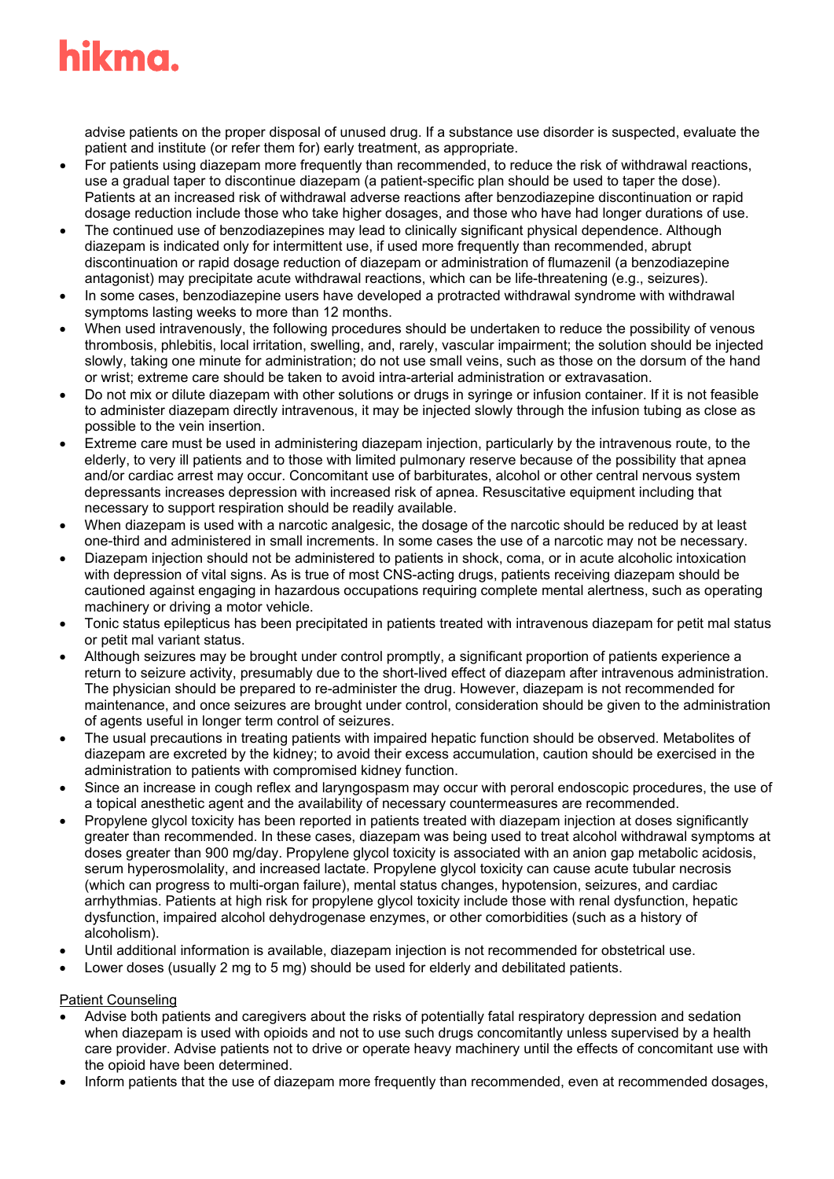advise patients on the proper disposal of unused drug. If a substance use disorder is suspected, evaluate the patient and institute (or refer them for) early treatment, as appropriate.

- For patients using diazepam more frequently than recommended, to reduce the risk of withdrawal reactions, use a gradual taper to discontinue diazepam (a patient-specific plan should be used to taper the dose). Patients at an increased risk of withdrawal adverse reactions after benzodiazepine discontinuation or rapid dosage reduction include those who take higher dosages, and those who have had longer durations of use.
- The continued use of benzodiazepines may lead to clinically significant physical dependence. Although diazepam is indicated only for intermittent use, if used more frequently than recommended, abrupt discontinuation or rapid dosage reduction of diazepam or administration of flumazenil (a benzodiazepine antagonist) may precipitate acute withdrawal reactions, which can be life-threatening (e.g., seizures).
- In some cases, benzodiazepine users have developed a protracted withdrawal syndrome with withdrawal symptoms lasting weeks to more than 12 months.
- When used intravenously, the following procedures should be undertaken to reduce the possibility of venous thrombosis, phlebitis, local irritation, swelling, and, rarely, vascular impairment; the solution should be injected slowly, taking one minute for administration; do not use small veins, such as those on the dorsum of the hand or wrist; extreme care should be taken to avoid intra-arterial administration or extravasation.
- Do not mix or dilute diazepam with other solutions or drugs in syringe or infusion container. If it is not feasible to administer diazepam directly intravenous, it may be injected slowly through the infusion tubing as close as possible to the vein insertion.
- Extreme care must be used in administering diazepam injection, particularly by the intravenous route, to the elderly, to very ill patients and to those with limited pulmonary reserve because of the possibility that apnea and/or cardiac arrest may occur. Concomitant use of barbiturates, alcohol or other central nervous system depressants increases depression with increased risk of apnea. Resuscitative equipment including that necessary to support respiration should be readily available.
- When diazepam is used with a narcotic analgesic, the dosage of the narcotic should be reduced by at least one-third and administered in small increments. In some cases the use of a narcotic may not be necessary.
- Diazepam injection should not be administered to patients in shock, coma, or in acute alcoholic intoxication with depression of vital signs. As is true of most CNS-acting drugs, patients receiving diazepam should be cautioned against engaging in hazardous occupations requiring complete mental alertness, such as operating machinery or driving a motor vehicle.
- Tonic status epilepticus has been precipitated in patients treated with intravenous diazepam for petit mal status or petit mal variant status.
- Although seizures may be brought under control promptly, a significant proportion of patients experience a return to seizure activity, presumably due to the short-lived effect of diazepam after intravenous administration. The physician should be prepared to re-administer the drug. However, diazepam is not recommended for maintenance, and once seizures are brought under control, consideration should be given to the administration of agents useful in longer term control of seizures.
- The usual precautions in treating patients with impaired hepatic function should be observed. Metabolites of diazepam are excreted by the kidney; to avoid their excess accumulation, caution should be exercised in the administration to patients with compromised kidney function.
- Since an increase in cough reflex and laryngospasm may occur with peroral endoscopic procedures, the use of a topical anesthetic agent and the availability of necessary countermeasures are recommended.
- Propylene glycol toxicity has been reported in patients treated with diazepam injection at doses significantly greater than recommended. In these cases, diazepam was being used to treat alcohol withdrawal symptoms at doses greater than 900 mg/day. Propylene glycol toxicity is associated with an anion gap metabolic acidosis, serum hyperosmolality, and increased lactate. Propylene glycol toxicity can cause acute tubular necrosis (which can progress to multi-organ failure), mental status changes, hypotension, seizures, and cardiac arrhythmias. Patients at high risk for propylene glycol toxicity include those with renal dysfunction, hepatic dysfunction, impaired alcohol dehydrogenase enzymes, or other comorbidities (such as a history of alcoholism).
- Until additional information is available, diazepam injection is not recommended for obstetrical use.
- Lower doses (usually 2 mg to 5 mg) should be used for elderly and debilitated patients.

Patient Counseling

- Advise both patients and caregivers about the risks of potentially fatal respiratory depression and sedation when diazepam is used with opioids and not to use such drugs concomitantly unless supervised by a health care provider. Advise patients not to drive or operate heavy machinery until the effects of concomitant use with the opioid have been determined.
- Inform patients that the use of diazepam more frequently than recommended, even at recommended dosages,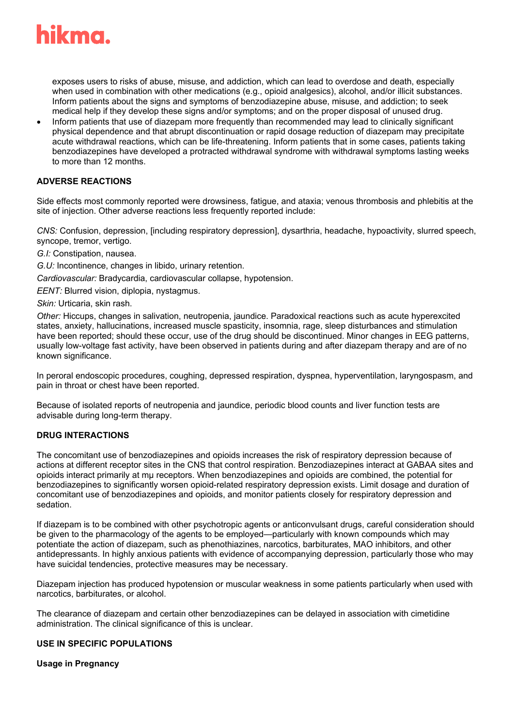exposes users to risks of abuse, misuse, and addiction, which can lead to overdose and death, especially when used in combination with other medications (e.g., opioid analgesics), alcohol, and/or illicit substances. Inform patients about the signs and symptoms of benzodiazepine abuse, misuse, and addiction; to seek medical help if they develop these signs and/or symptoms; and on the proper disposal of unused drug.

- Inform patients that use of diazepam more frequently than recommended may lead to clinically significant physical dependence and that abrupt discontinuation or rapid dosage reduction of diazepam may precipitate acute withdrawal reactions, which can be life-threatening. Inform patients that in some cases, patients taking benzodiazepines have developed a protracted withdrawal syndrome with withdrawal symptoms lasting weeks to more than 12 months.

## ADVERSE REACTIONS

Side effects most commonly reported were drowsiness, fatigue, and ataxia; venous thrombosis and phlebitis at the site of injection. Other adverse reactions less frequently reported include:

*CNS:* Confusion, depression, [including respiratory depression], dysarthria, headache, hypoactivity, slurred speech, syncope, tremor, vertigo.

*G.I:* Constipation, nausea.

*G.U:* Incontinence, changes in libido, urinary retention.

*Cardiovascular:* Bradycardia, cardiovascular collapse, hypotension.

*EENT:* Blurred vision, diplopia, nystagmus.

*Skin:* Urticaria, skin rash.

*Other:* Hiccups, changes in salivation, neutropenia, jaundice. Paradoxical reactions such as acute hyperexcited states, anxiety, hallucinations, increased muscle spasticity, insomnia, rage, sleep disturbances and stimulation have been reported; should these occur, use of the drug should be discontinued. Minor changes in EEG patterns, usually low-voltage fast activity, have been observed in patients during and after diazepam therapy and are of no known significance.

In peroral endoscopic procedures, coughing, depressed respiration, dyspnea, hyperventilation, laryngospasm, and pain in throat or chest have been reported.

Because of isolated reports of neutropenia and jaundice, periodic blood counts and liver function tests are advisable during long-term therapy.

## DRUG INTERACTIONS

The concomitant use of benzodiazepines and opioids increases the risk of respiratory depression because of actions at different receptor sites in the CNS that control respiration. Benzodiazepines interact at GABAA sites and opioids interact primarily at mμ receptors. When benzodiazepines and opioids are combined, the potential for benzodiazepines to significantly worsen opioid-related respiratory depression exists. Limit dosage and duration of concomitant use of benzodiazepines and opioids, and monitor patients closely for respiratory depression and sedation.

If diazepam is to be combined with other psychotropic agents or anticonvulsant drugs, careful consideration should be given to the pharmacology of the agents to be employed—particularly with known compounds which may potentiate the action of diazepam, such as phenothiazines, narcotics, barbiturates, MAO inhibitors, and other antidepressants. In highly anxious patients with evidence of accompanying depression, particularly those who may have suicidal tendencies, protective measures may be necessary.

Diazepam injection has produced hypotension or muscular weakness in some patients particularly when used with narcotics, barbiturates, or alcohol.

The clearance of diazepam and certain other benzodiazepines can be delayed in association with cimetidine administration. The clinical significance of this is unclear.

## USE IN SPECIFIC POPULATIONS

### Usage in Pregnancy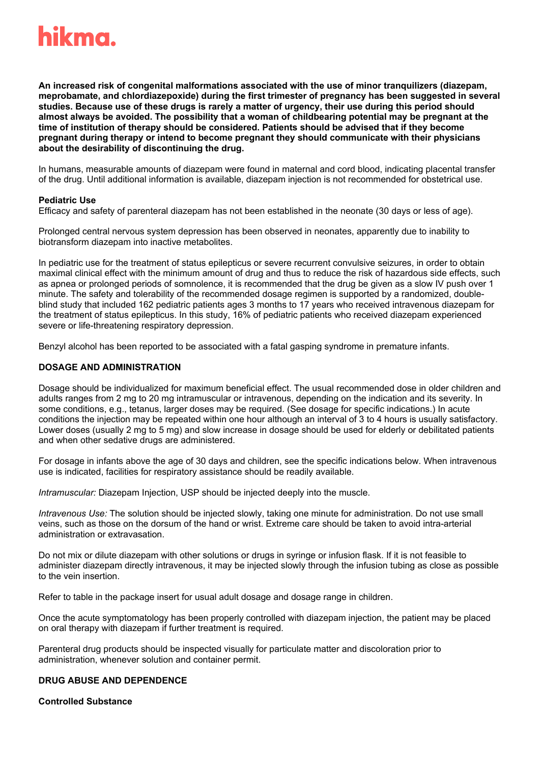**An increased risk of congenital malformations associated with the use of minor tranquilizers (diazepam, meprobamate, and chlordiazepoxide) during the first trimester of pregnancy has been suggested in several studies. Because use of these drugs is rarely a matter of urgency, their use during this period should almost always be avoided. The possibility that a woman of childbearing potential may be pregnant at the time of institution of therapy should be considered. Patients should be advised that if they become pregnant during therapy or intend to become pregnant they should communicate with their physicians about the desirability of discontinuing the drug.**

In humans, measurable amounts of diazepam were found in maternal and cord blood, indicating placental transfer of the drug. Until additional information is available, diazepam injection is not recommended for obstetrical use.

**Pediatric Use**

Efficacy and safety of parenteral diazepam has not been established in the neonate (30 days or less of age).

Prolonged central nervous system depression has been observed in neonates, apparently due to inability to biotransform diazepam into inactive metabolites.

In pediatric use for the treatment of status epilepticus or severe recurrent convulsive seizures, in order to obtain maximal clinical effect with the minimum amount of drug and thus to reduce the risk of hazardous side effects, such as apnea or prolonged periods of somnolence, it is recommended that the drug be given as a slow IV push over 1 minute. The safety and tolerability of the recommended dosage regimen is supported by a randomized, double-blind study that included 162 pediatric patients ages 3 months to 17 years who received intravenous diazepam for the treatment of status epilepticus. In this study, 16% of pediatric patients who received diazepam experienced severe or life-threatening respiratory depression.

Benzyl alcohol has been reported to be associated with a fatal gasping syndrome in premature infants.

## DOSAGE AND ADMINISTRATION

Dosage should be individualized for maximum beneficial effect. The usual recommended dose in older children and adults ranges from 2 mg to 20 mg intramuscular or intravenous, depending on the indication and its severity. In some conditions, e.g., tetanus, larger doses may be required. (See dosage for specific indications.) In acute conditions the injection may be repeated within one hour although an interval of 3 to 4 hours is usually satisfactory. Lower doses (usually 2 mg to 5 mg) and slow increase in dosage should be used for elderly or debilitated patients and when other sedative drugs are administered.

For dosage in infants above the age of 30 days and children, see the specific indications below. When intravenous use is indicated, facilities for respiratory assistance should be readily available.

*Intramuscular:* Diazepam Injection, USP should be injected deeply into the muscle.

*Intravenous Use:* The solution should be injected slowly, taking one minute for administration. Do not use small veins, such as those on the dorsum of the hand or wrist. Extreme care should be taken to avoid intra-arterial administration or extravasation.

Do not mix or dilute diazepam with other solutions or drugs in syringe or infusion flask. If it is not feasible to administer diazepam directly intravenous, it may be injected slowly through the infusion tubing as close as possible to the vein insertion.

Refer to table in the package insert for usual adult dosage and dosage range in children.

Once the acute symptomatology has been properly controlled with diazepam injection, the patient may be placed on oral therapy with diazepam if further treatment is required.

Parenteral drug products should be inspected visually for particulate matter and discoloration prior to administration, whenever solution and container permit.

## DRUG ABUSE AND DEPENDENCE

**Controlled Substance**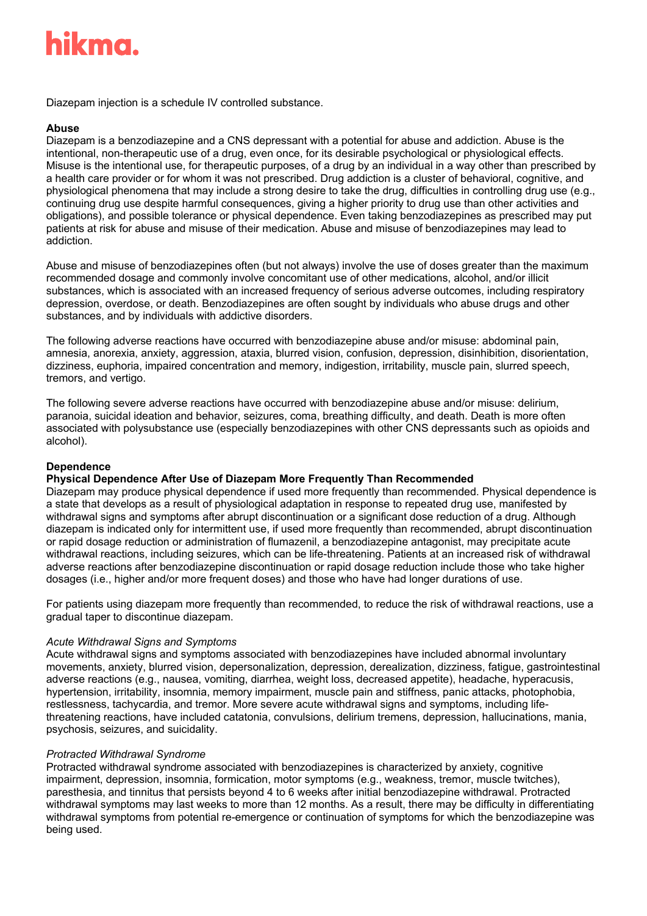Diazepam injection is a schedule IV controlled substance.

**Abuse**

Diazepam is a benzodiazepine and a CNS depressant with a potential for abuse and addiction. Abuse is the intentional, non-therapeutic use of a drug, even once, for its desirable psychological or physiological effects. Misuse is the intentional use, for therapeutic purposes, of a drug by an individual in a way other than prescribed by a health care provider or for whom it was not prescribed. Drug addiction is a cluster of behavioral, cognitive, and physiological phenomena that may include a strong desire to take the drug, difficulties in controlling drug use (e.g., continuing drug use despite harmful consequences, giving a higher priority to drug use than other activities and obligations), and possible tolerance or physical dependence. Even taking benzodiazepines as prescribed may put patients at risk for abuse and misuse of their medication. Abuse and misuse of benzodiazepines may lead to addiction.

Abuse and misuse of benzodiazepines often (but not always) involve the use of doses greater than the maximum recommended dosage and commonly involve concomitant use of other medications, alcohol, and/or illicit substances, which is associated with an increased frequency of serious adverse outcomes, including respiratory depression, overdose, or death. Benzodiazepines are often sought by individuals who abuse drugs and other substances, and by individuals with addictive disorders.

The following adverse reactions have occurred with benzodiazepine abuse and/or misuse: abdominal pain, amnesia, anorexia, anxiety, aggression, ataxia, blurred vision, confusion, depression, disinhibition, disorientation, dizziness, euphoria, impaired concentration and memory, indigestion, irritability, muscle pain, slurred speech, tremors, and vertigo.

The following severe adverse reactions have occurred with benzodiazepine abuse and/or misuse: delirium, paranoia, suicidal ideation and behavior, seizures, coma, breathing difficulty, and death. Death is more often associated with polysubstance use (especially benzodiazepines with other CNS depressants such as opioids and alcohol).

**Dependence**

**Physical Dependence After Use of Diazepam More Frequently Than Recommended**

Diazepam may produce physical dependence if used more frequently than recommended. Physical dependence is a state that develops as a result of physiological adaptation in response to repeated drug use, manifested by withdrawal signs and symptoms after abrupt discontinuation or a significant dose reduction of a drug. Although diazepam is indicated only for intermittent use, if used more frequently than recommended, abrupt discontinuation or rapid dosage reduction or administration of flumazenil, a benzodiazepine antagonist, may precipitate acute withdrawal reactions, including seizures, which can be life-threatening. Patients at an increased risk of withdrawal adverse reactions after benzodiazepine discontinuation or rapid dosage reduction include those who take higher dosages (i.e., higher and/or more frequent doses) and those who have had longer durations of use.

For patients using diazepam more frequently than recommended, to reduce the risk of withdrawal reactions, use a gradual taper to discontinue diazepam.

*Acute Withdrawal Signs and Symptoms*

Acute withdrawal signs and symptoms associated with benzodiazepines have included abnormal involuntary movements, anxiety, blurred vision, depersonalization, depression, derealization, dizziness, fatigue, gastrointestinal adverse reactions (e.g., nausea, vomiting, diarrhea, weight loss, decreased appetite), headache, hyperacusis, hypertension, irritability, insomnia, memory impairment, muscle pain and stiffness, panic attacks, photophobia, restlessness, tachycardia, and tremor. More severe acute withdrawal signs and symptoms, including life-threatening reactions, have included catatonia, convulsions, delirium tremens, depression, hallucinations, mania, psychosis, seizures, and suicidality.

*Protracted Withdrawal Syndrome*

Protracted withdrawal syndrome associated with benzodiazepines is characterized by anxiety, cognitive impairment, depression, insomnia, formication, motor symptoms (e.g., weakness, tremor, muscle twitches), paresthesia, and tinnitus that persists beyond 4 to 6 weeks after initial benzodiazepine withdrawal. Protracted withdrawal symptoms may last weeks to more than 12 months. As a result, there may be difficulty in differentiating withdrawal symptoms from potential re-emergence or continuation of symptoms for which the benzodiazepine was being used.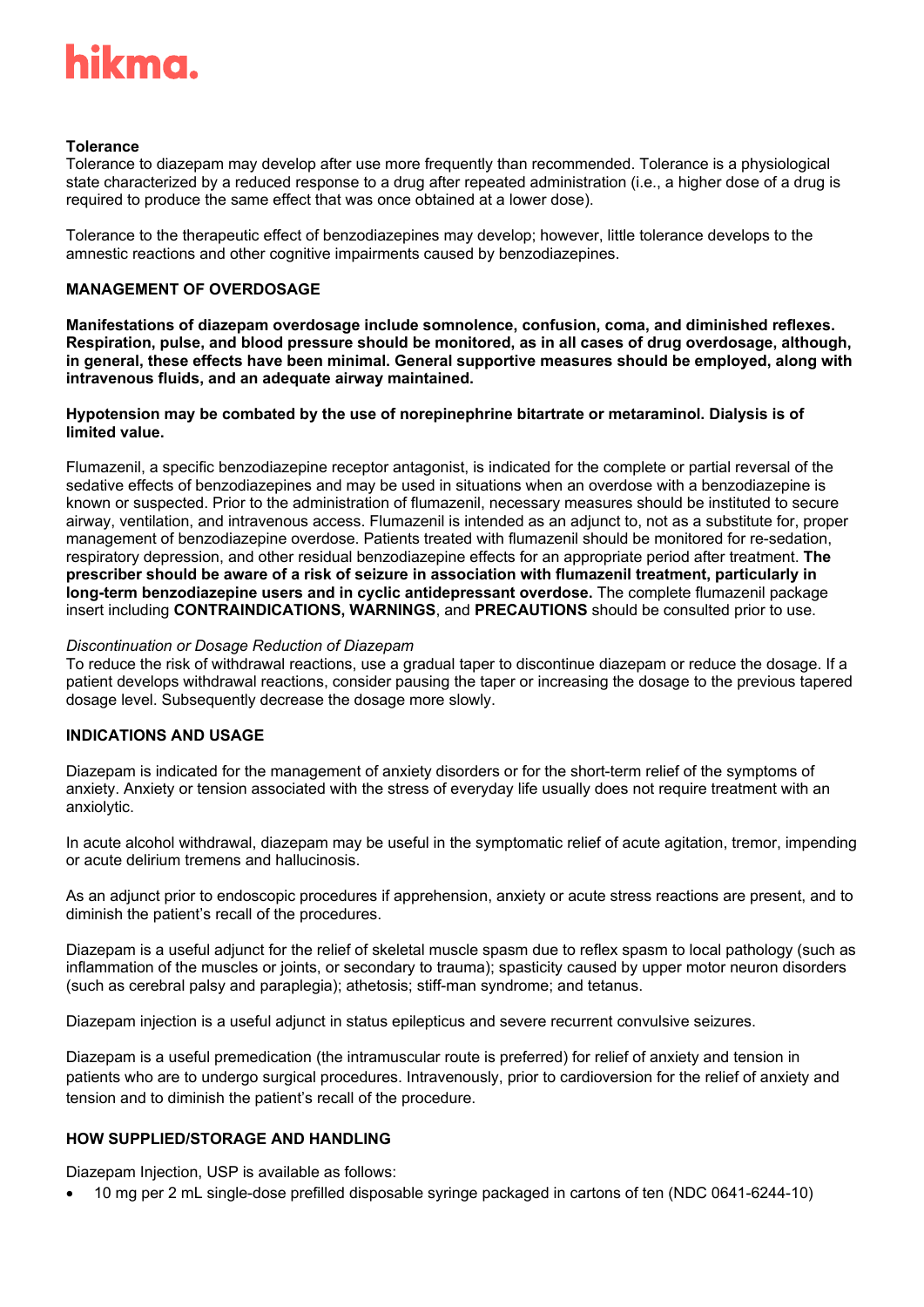**Tolerance**

Tolerance to diazepam may develop after use more frequently than recommended. Tolerance is a physiological state characterized by a reduced response to a drug after repeated administration (i.e., a higher dose of a drug is required to produce the same effect that was once obtained at a lower dose).

Tolerance to the therapeutic effect of benzodiazepines may develop; however, little tolerance develops to the amnestic reactions and other cognitive impairments caused by benzodiazepines.

## MANAGEMENT OF OVERDOSAGE

**Manifestations of diazepam overdosage include somnolence, confusion, coma, and diminished reflexes. Respiration, pulse, and blood pressure should be monitored, as in all cases of drug overdosage, although, in general, these effects have been minimal. General supportive measures should be employed, along with intravenous fluids, and an adequate airway maintained.**

**Hypotension may be combated by the use of norepinephrine bitartrate or metaraminol. Dialysis is of limited value.**

Flumazenil, a specific benzodiazepine receptor antagonist, is indicated for the complete or partial reversal of the sedative effects of benzodiazepines and may be used in situations when an overdose with a benzodiazepine is known or suspected. Prior to the administration of flumazenil, necessary measures should be instituted to secure airway, ventilation, and intravenous access. Flumazenil is intended as an adjunct to, not as a substitute for, proper management of benzodiazepine overdose. Patients treated with flumazenil should be monitored for re-sedation, respiratory depression, and other residual benzodiazepine effects for an appropriate period after treatment. **The prescriber should be aware of a risk of seizure in association with flumazenil treatment, particularly in long-term benzodiazepine users and in cyclic antidepressant overdose.** The complete flumazenil package insert including **CONTRAINDICATIONS, WARNINGS**, and **PRECAUTIONS** should be consulted prior to use.

*Discontinuation or Dosage Reduction of Diazepam*

To reduce the risk of withdrawal reactions, use a gradual taper to discontinue diazepam or reduce the dosage. If a patient develops withdrawal reactions, consider pausing the taper or increasing the dosage to the previous tapered dosage level. Subsequently decrease the dosage more slowly.

## INDICATIONS AND USAGE

Diazepam is indicated for the management of anxiety disorders or for the short-term relief of the symptoms of anxiety. Anxiety or tension associated with the stress of everyday life usually does not require treatment with an anxiolytic.

In acute alcohol withdrawal, diazepam may be useful in the symptomatic relief of acute agitation, tremor, impending or acute delirium tremens and hallucinosis.

As an adjunct prior to endoscopic procedures if apprehension, anxiety or acute stress reactions are present, and to diminish the patient's recall of the procedures.

Diazepam is a useful adjunct for the relief of skeletal muscle spasm due to reflex spasm to local pathology (such as inflammation of the muscles or joints, or secondary to trauma); spasticity caused by upper motor neuron disorders (such as cerebral palsy and paraplegia); athetosis; stiff-man syndrome; and tetanus.

Diazepam injection is a useful adjunct in status epilepticus and severe recurrent convulsive seizures.

Diazepam is a useful premedication (the intramuscular route is preferred) for relief of anxiety and tension in patients who are to undergo surgical procedures. Intravenously, prior to cardioversion for the relief of anxiety and tension and to diminish the patient's recall of the procedure.

## HOW SUPPLIED/STORAGE AND HANDLING

Diazepam Injection, USP is available as follows:

- 10 mg per 2 mL single-dose prefilled disposable syringe packaged in cartons of ten (NDC 0641-6244-10)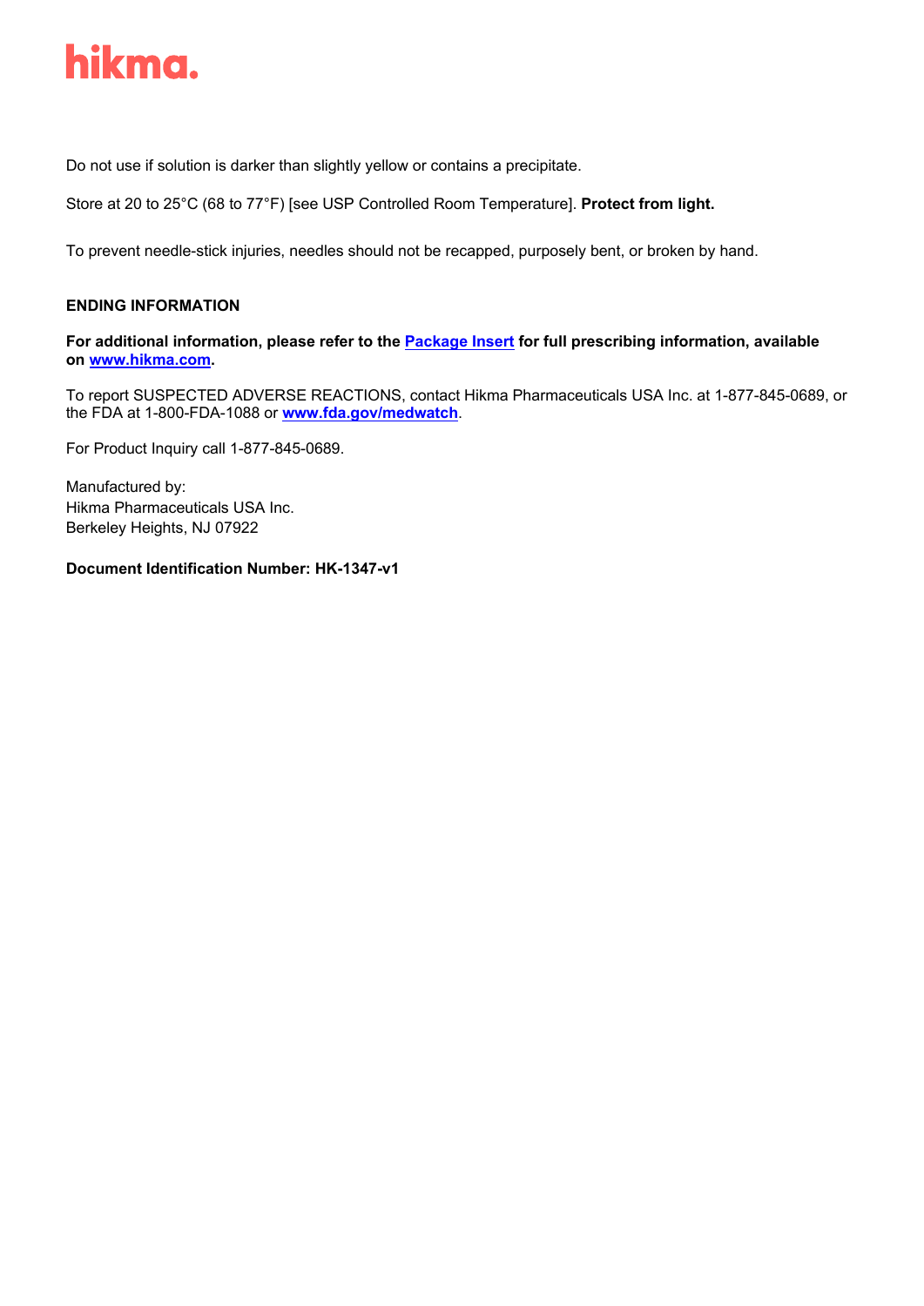Do not use if solution is darker than slightly yellow or contains a precipitate.

Store at 20 to 25°C (68 to 77°F) [see USP Controlled Room Temperature]. **Protect from light.**

To prevent needle-stick injuries, needles should not be recapped, purposely bent, or broken by hand.

#### ENDING INFORMATION

**For additional information, please refer to the Package Insert for full prescribing information, available on www.hikma.com.**

To report SUSPECTED ADVERSE REACTIONS, contact Hikma Pharmaceuticals USA Inc. at 1-877-845-0689, or the FDA at 1-800-FDA-1088 or **www.fda.gov/medwatch**.

For Product Inquiry call 1-877-845-0689.

Manufactured by:
Hikma Pharmaceuticals USA Inc.
Berkeley Heights, NJ 07922

**Document Identification Number: HK-1347-v1**